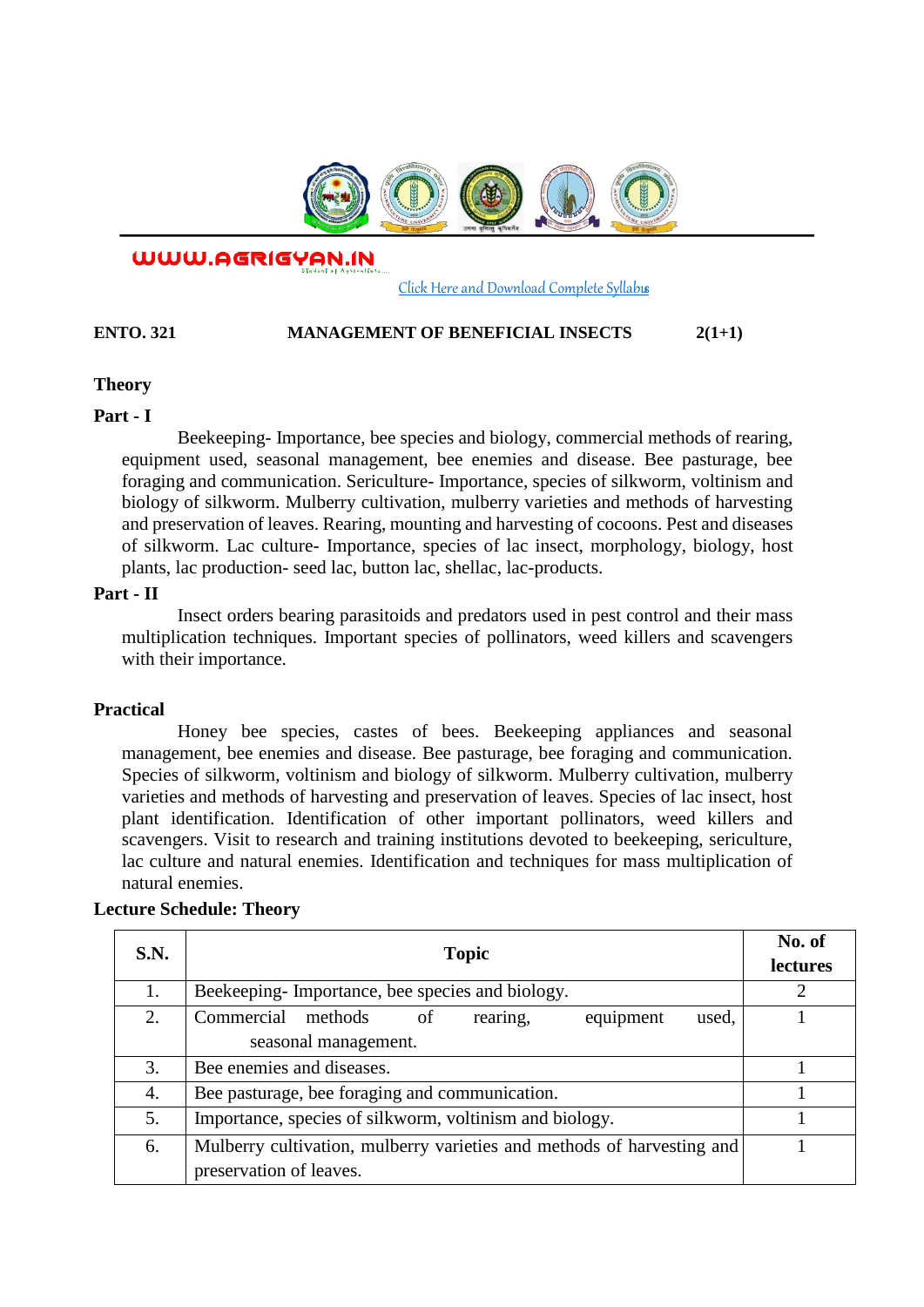WWW.AGRIGYAN.IN

Click Here and Download Complete Syllabus

**ENTO. 321 MANAGEMENT OF BENEFICIAL INSECTS 2(1+1)**

## Theory

### Part - I

Beekeeping- Importance, bee species and biology, commercial methods of rearing, equipment used, seasonal management, bee enemies and disease. Bee pasturage, bee foraging and communication. Sericulture- Importance, species of silkworm, voltinism and biology of silkworm. Mulberry cultivation, mulberry varieties and methods of harvesting and preservation of leaves. Rearing, mounting and harvesting of cocoons. Pest and diseases of silkworm. Lac culture- Importance, species of lac insect, morphology, biology, host plants, lac production- seed lac, button lac, shellac, lac-products.

### Part - II

Insect orders bearing parasitoids and predators used in pest control and their mass multiplication techniques. Important species of pollinators, weed killers and scavengers with their importance.

## Practical

Honey bee species, castes of bees. Beekeeping appliances and seasonal management, bee enemies and disease. Bee pasturage, bee foraging and communication. Species of silkworm, voltinism and biology of silkworm. Mulberry cultivation, mulberry varieties and methods of harvesting and preservation of leaves. Species of lac insect, host plant identification. Identification of other important pollinators, weed killers and scavengers. Visit to research and training institutions devoted to beekeeping, sericulture, lac culture and natural enemies. Identification and techniques for mass multiplication of natural enemies.

## Lecture Schedule: Theory

| S.N. | Topic | No. of lectures |
|---|---|---|
| 1. | Beekeeping- Importance, bee species and biology. | 2 |
| 2. | Commercial methods of rearing, equipment used, seasonal management. | 1 |
| 3. | Bee enemies and diseases. | 1 |
| 4. | Bee pasturage, bee foraging and communication. | 1 |
| 5. | Importance, species of silkworm, voltinism and biology. | 1 |
| 6. | Mulberry cultivation, mulberry varieties and methods of harvesting and preservation of leaves. | 1 |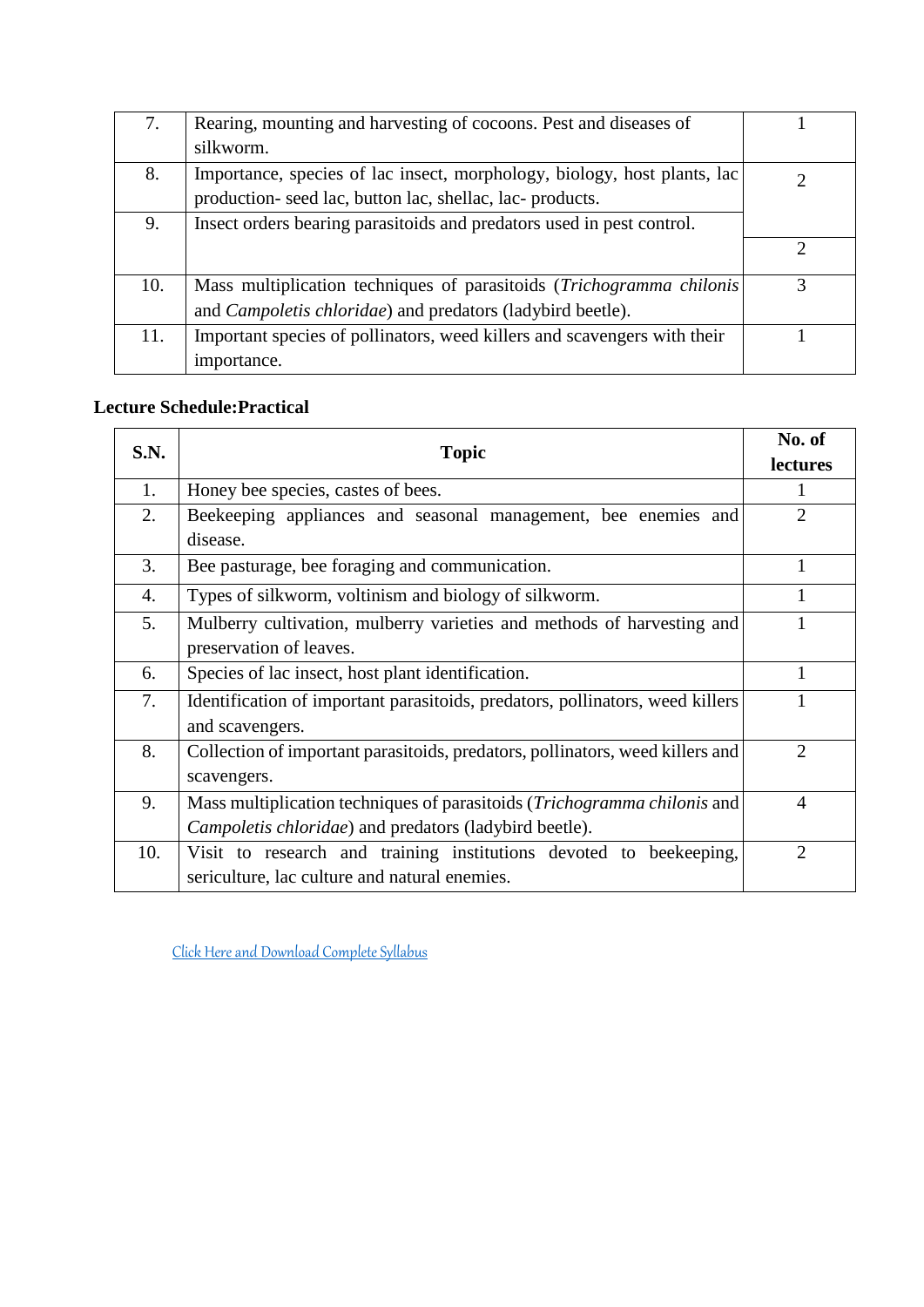| | | |
|---|---|---|
| 7. | Rearing, mounting and harvesting of cocoons. Pest and diseases of silkworm. | 1 |
| 8. | Importance, species of lac insect, morphology, biology, host plants, lac production- seed lac, button lac, shellac, lac- products. | 2 |
| 9. | Insect orders bearing parasitoids and predators used in pest control. | 2 |
| 10. | Mass multiplication techniques of parasitoids (*Trichogramma chilonis* and *Campoletis chloridae*) and predators (ladybird beetle). | 3 |
| 11. | Important species of pollinators, weed killers and scavengers with their importance. | 1 |

**Lecture Schedule:Practical**

| S.N. | Topic | No. of lectures |
|---|---|---|
| 1. | Honey bee species, castes of bees. | 1 |
| 2. | Beekeeping appliances and seasonal management, bee enemies and disease. | 2 |
| 3. | Bee pasturage, bee foraging and communication. | 1 |
| 4. | Types of silkworm, voltinism and biology of silkworm. | 1 |
| 5. | Mulberry cultivation, mulberry varieties and methods of harvesting and preservation of leaves. | 1 |
| 6. | Species of lac insect, host plant identification. | 1 |
| 7. | Identification of important parasitoids, predators, pollinators, weed killers and scavengers. | 1 |
| 8. | Collection of important parasitoids, predators, pollinators, weed killers and scavengers. | 2 |
| 9. | Mass multiplication techniques of parasitoids (*Trichogramma chilonis* and *Campoletis chloridae*) and predators (ladybird beetle). | 4 |
| 10. | Visit to research and training institutions devoted to beekeeping, sericulture, lac culture and natural enemies. | 2 |

Click Here and Download Complete Syllabus